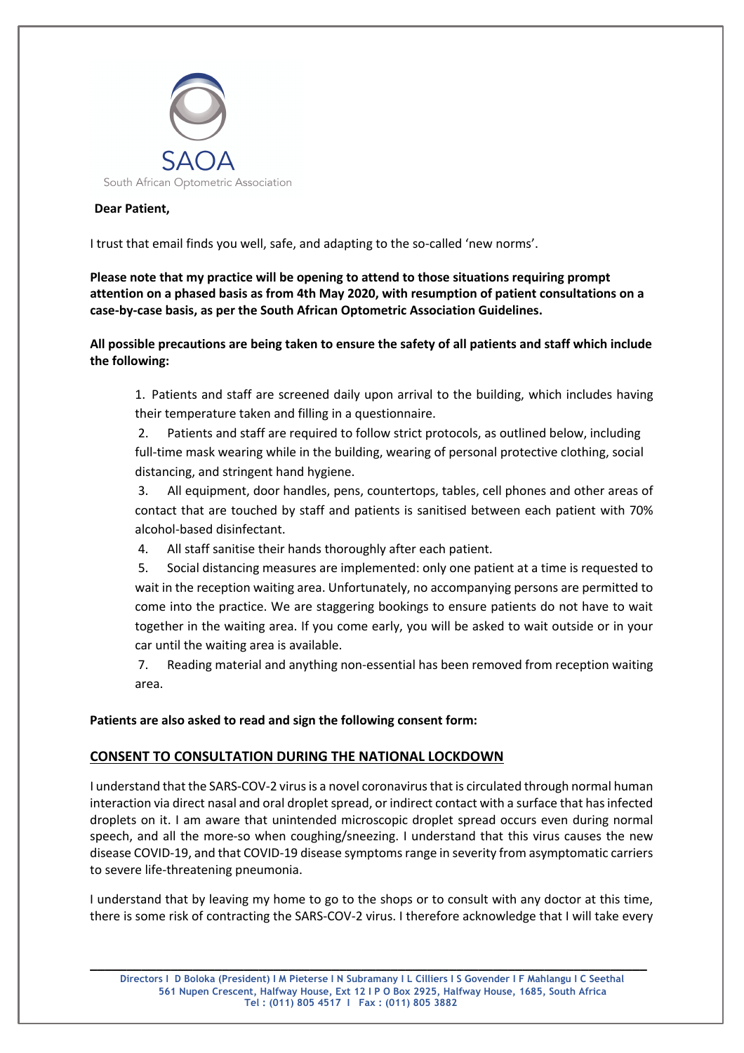SAOA

South African Optometric Association

**Dear Patient,**

I trust that email finds you well, safe, and adapting to the so-called 'new norms'.

**Please note that my practice will be opening to attend to those situations requiring prompt attention on a phased basis as from 4th May 2020, with resumption of patient consultations on a case-by-case basis, as per the South African Optometric Association Guidelines.**

**All possible precautions are being taken to ensure the safety of all patients and staff which include the following:**

1. Patients and staff are screened daily upon arrival to the building, which includes having their temperature taken and filling in a questionnaire.
2. Patients and staff are required to follow strict protocols, as outlined below, including full-time mask wearing while in the building, wearing of personal protective clothing, social distancing, and stringent hand hygiene.
3. All equipment, door handles, pens, countertops, tables, cell phones and other areas of contact that are touched by staff and patients is sanitised between each patient with 70% alcohol-based disinfectant.
4. All staff sanitise their hands thoroughly after each patient.
5. Social distancing measures are implemented: only one patient at a time is requested to wait in the reception waiting area. Unfortunately, no accompanying persons are permitted to come into the practice. We are staggering bookings to ensure patients do not have to wait together in the waiting area. If you come early, you will be asked to wait outside or in your car until the waiting area is available.
7. Reading material and anything non-essential has been removed from reception waiting area.

**Patients are also asked to read and sign the following consent form:**

## CONSENT TO CONSULTATION DURING THE NATIONAL LOCKDOWN

I understand that the SARS-COV-2 virus is a novel coronavirus that is circulated through normal human interaction via direct nasal and oral droplet spread, or indirect contact with a surface that has infected droplets on it. I am aware that unintended microscopic droplet spread occurs even during normal speech, and all the more-so when coughing/sneezing. I understand that this virus causes the new disease COVID-19, and that COVID-19 disease symptoms range in severity from asymptomatic carriers to severe life-threatening pneumonia.

I understand that by leaving my home to go to the shops or to consult with any doctor at this time, there is some risk of contracting the SARS-COV-2 virus. I therefore acknowledge that I will take every

Directors I D Boloka (President) I M Pieterse I N Subramany I L Cilliers I S Govender I F Mahlangu I C Seethal
561 Nupen Crescent, Halfway House, Ext 12 I P O Box 2925, Halfway House, 1685, South Africa
Tel : (011) 805 4517 I Fax : (011) 805 3882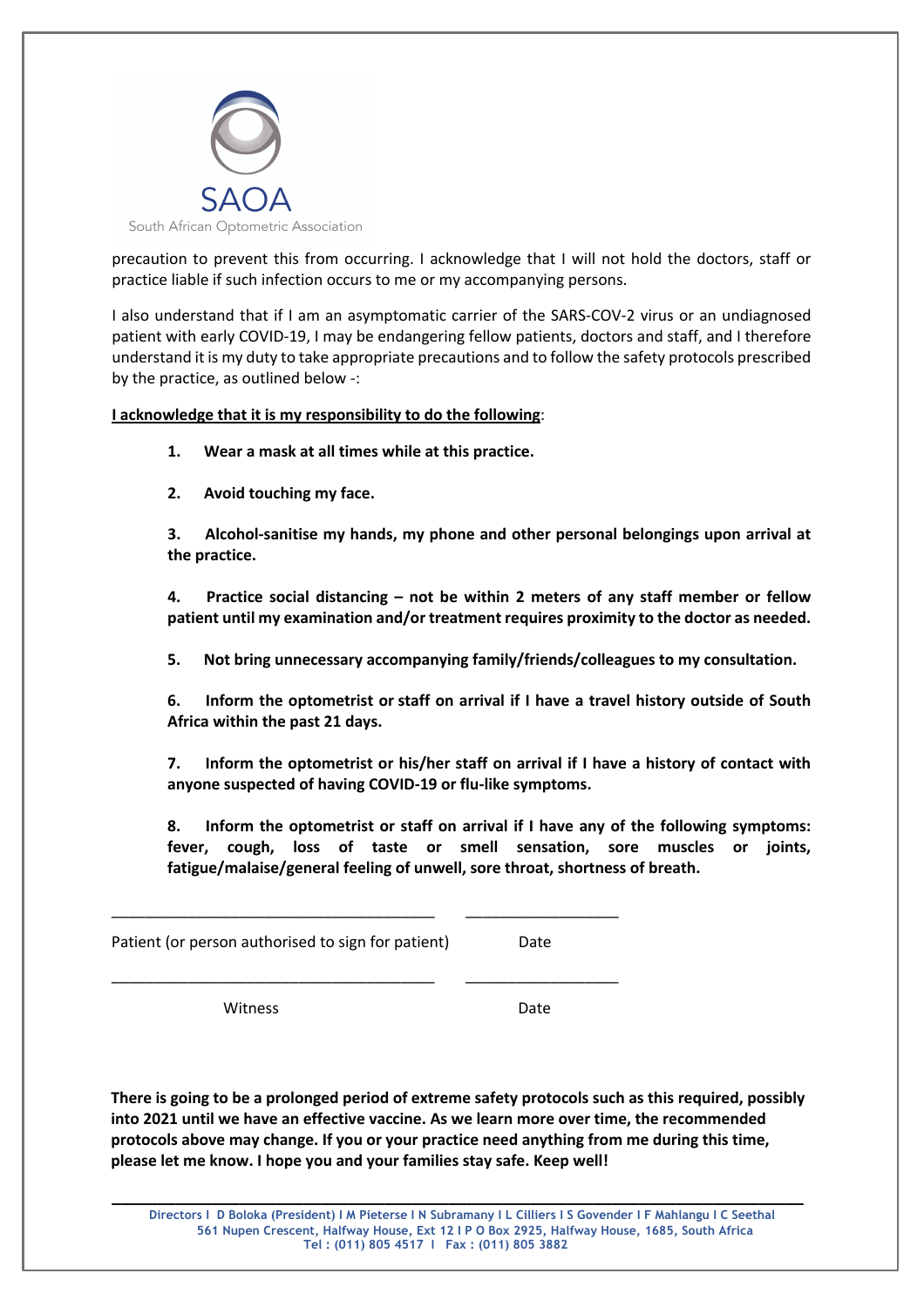precaution to prevent this from occurring. I acknowledge that I will not hold the doctors, staff or practice liable if such infection occurs to me or my accompanying persons.

I also understand that if I am an asymptomatic carrier of the SARS-COV-2 virus or an undiagnosed patient with early COVID-19, I may be endangering fellow patients, doctors and staff, and I therefore understand it is my duty to take appropriate precautions and to follow the safety protocols prescribed by the practice, as outlined below -:

**I acknowledge that it is my responsibility to do the following**:

1. **Wear a mask at all times while at this practice.**

2. **Avoid touching my face.**

3. **Alcohol-sanitise my hands, my phone and other personal belongings upon arrival at the practice.**

4. **Practice social distancing – not be within 2 meters of any staff member or fellow patient until my examination and/or treatment requires proximity to the doctor as needed.**

5. **Not bring unnecessary accompanying family/friends/colleagues to my consultation.**

6. **Inform the optometrist or staff on arrival if I have a travel history outside of South Africa within the past 21 days.**

7. **Inform the optometrist or his/her staff on arrival if I have a history of contact with anyone suspected of having COVID-19 or flu-like symptoms.**

8. **Inform the optometrist or staff on arrival if I have any of the following symptoms: fever, cough, loss of taste or smell sensation, sore muscles or joints, fatigue/malaise/general feeling of unwell, sore throat, shortness of breath.**

\_\_\_\_\_\_\_\_\_\_\_\_\_\_\_\_\_\_\_\_\_\_\_\_\_\_\_\_\_\_\_\_\_\_\_\_\_\_\_ \_\_\_\_\_\_\_\_\_\_\_\_\_\_\_\_\_\_\_\_

Patient (or person authorised to sign for patient) Date

\_\_\_\_\_\_\_\_\_\_\_\_\_\_\_\_\_\_\_\_\_\_\_\_\_\_\_\_\_\_\_\_\_\_\_\_\_\_\_ \_\_\_\_\_\_\_\_\_\_\_\_\_\_\_\_\_\_\_\_

Witness Date

**There is going to be a prolonged period of extreme safety protocols such as this required, possibly into 2021 until we have an effective vaccine. As we learn more over time, the recommended protocols above may change. If you or your practice need anything from me during this time, please let me know. I hope you and your families stay safe. Keep well!**